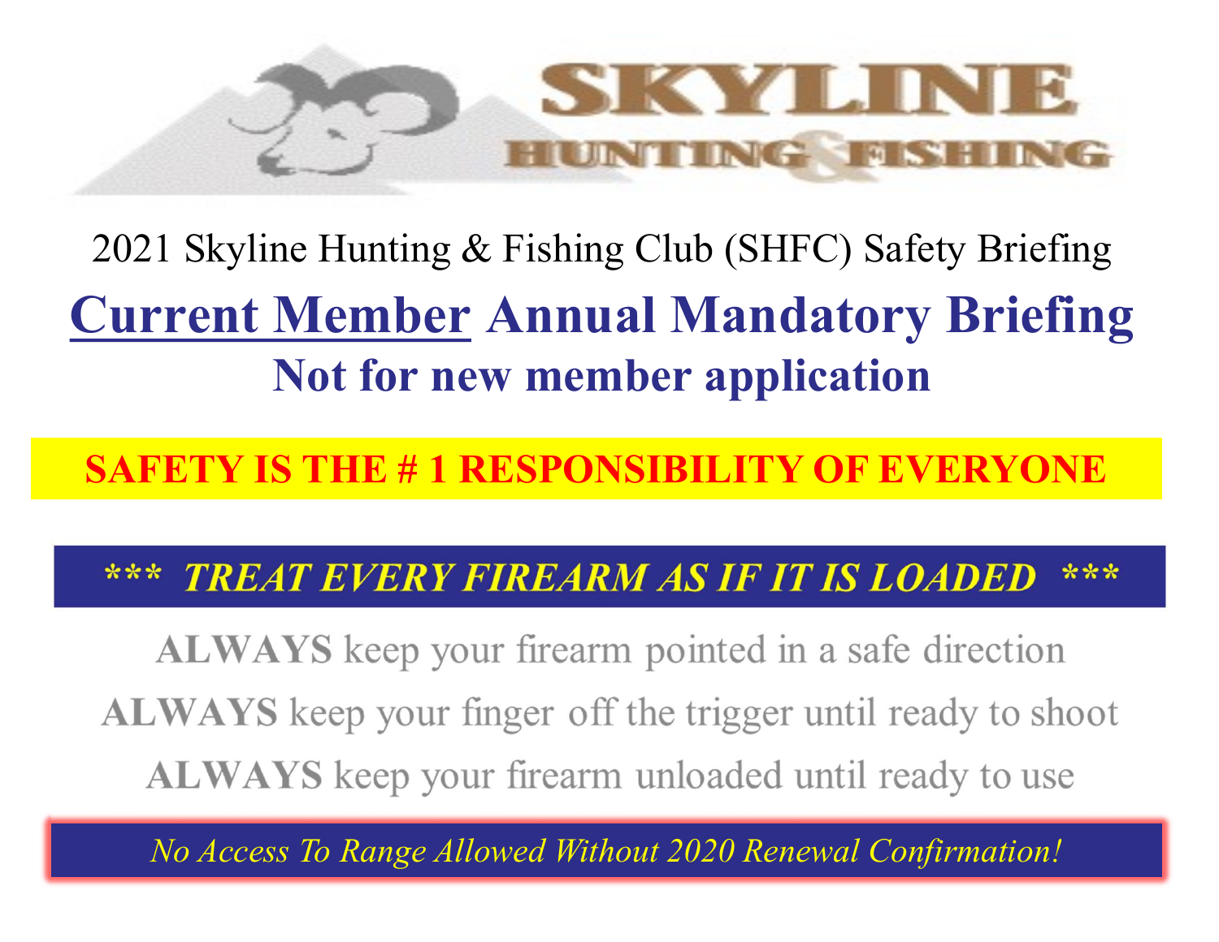SKYLINE HUNTING & FISHING

2021 Skyline Hunting & Fishing Club (SHFC) Safety Briefing

# Current Member Annual Mandatory Briefing

## Not for new member application

**SAFETY IS THE # 1 RESPONSIBILITY OF EVERYONE**

***\*\*\* TREAT EVERY FIREARM AS IF IT IS LOADED \*\*\****

**ALWAYS** keep your firearm pointed in a safe direction

**ALWAYS** keep your finger off the trigger until ready to shoot

**ALWAYS** keep your firearm unloaded until ready to use

*No Access To Range Allowed Without 2020 Renewal Confirmation!*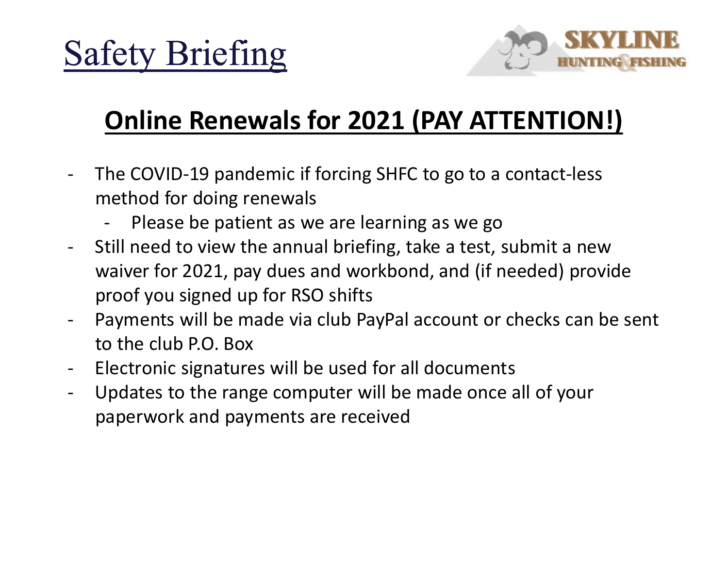# Safety Briefing

## Online Renewals for 2021 (PAY ATTENTION!)

- The COVID-19 pandemic if forcing SHFC to go to a contact-less method for doing renewals
  - Please be patient as we are learning as we go
- Still need to view the annual briefing, take a test, submit a new waiver for 2021, pay dues and workbond, and (if needed) provide proof you signed up for RSO shifts
- Payments will be made via club PayPal account or checks can be sent to the club P.O. Box
- Electronic signatures will be used for all documents
- Updates to the range computer will be made once all of your paperwork and payments are received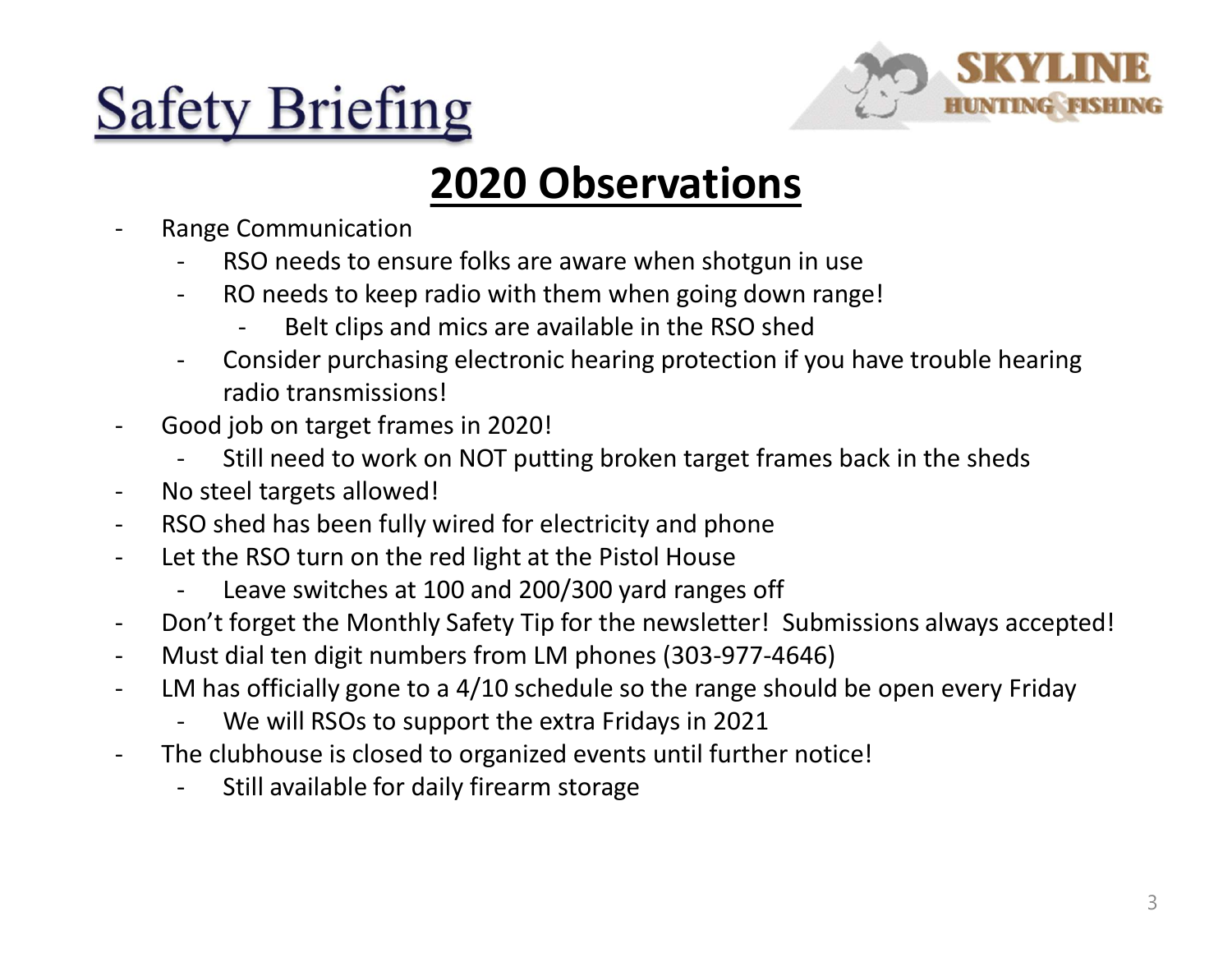# Safety Briefing

SKYLINE HUNTING & FISHING

## 2020 Observations

- Range Communication
  - RSO needs to ensure folks are aware when shotgun in use
  - RO needs to keep radio with them when going down range!
    - Belt clips and mics are available in the RSO shed
  - Consider purchasing electronic hearing protection if you have trouble hearing radio transmissions!
- Good job on target frames in 2020!
  - Still need to work on NOT putting broken target frames back in the sheds
- No steel targets allowed!
- RSO shed has been fully wired for electricity and phone
- Let the RSO turn on the red light at the Pistol House
  - Leave switches at 100 and 200/300 yard ranges off
- Don't forget the Monthly Safety Tip for the newsletter! Submissions always accepted!
- Must dial ten digit numbers from LM phones (303-977-4646)
- LM has officially gone to a 4/10 schedule so the range should be open every Friday
  - We will RSOs to support the extra Fridays in 2021
- The clubhouse is closed to organized events until further notice!
  - Still available for daily firearm storage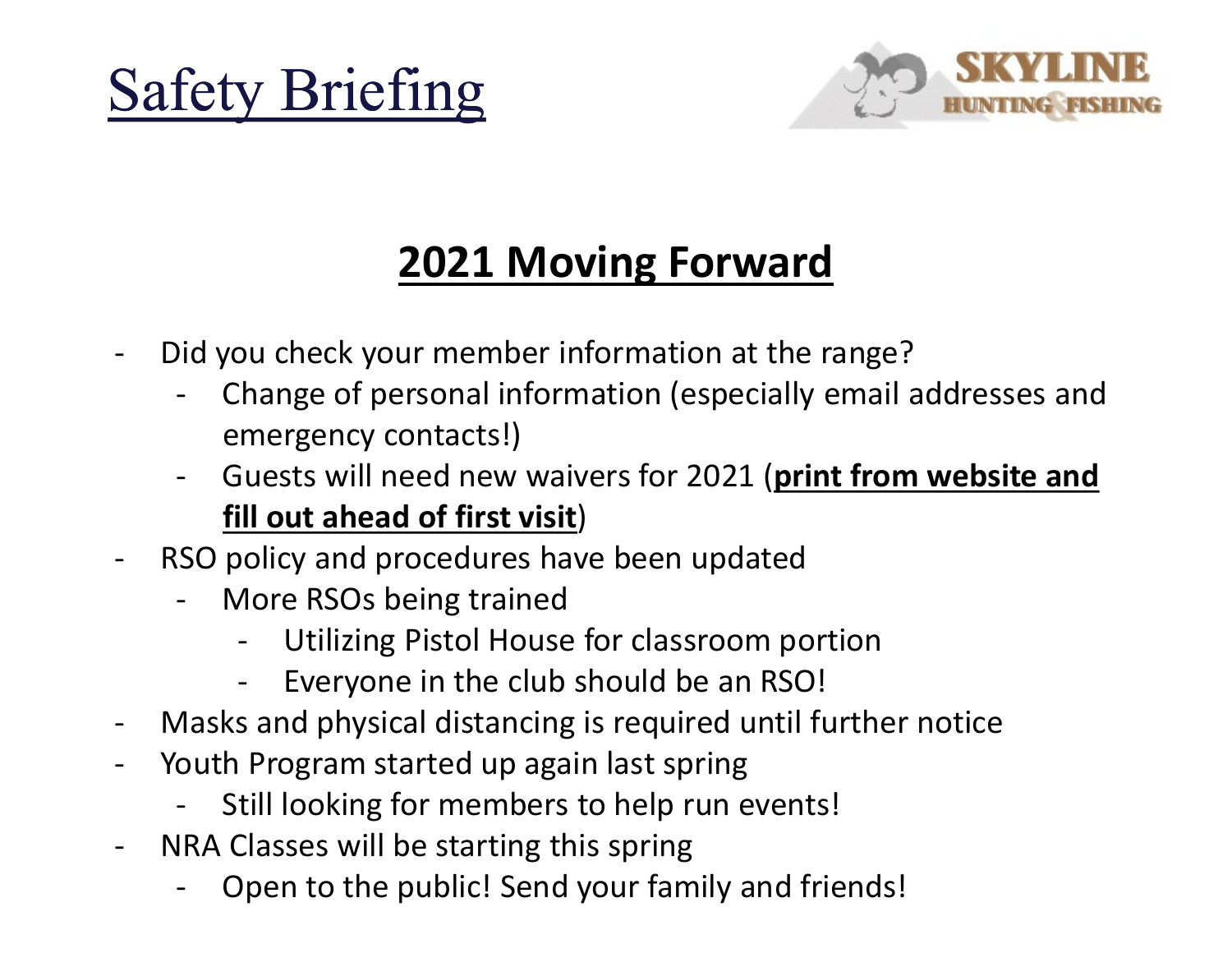# Safety Briefing

SKYLINE HUNTING & FISHING

## 2021 Moving Forward

- Did you check your member information at the range?
  - Change of personal information (especially email addresses and emergency contacts!)
  - Guests will need new waivers for 2021 (**<u>print from website and fill out ahead of first visit</u>**)
- RSO policy and procedures have been updated
  - More RSOs being trained
    - Utilizing Pistol House for classroom portion
    - Everyone in the club should be an RSO!
- Masks and physical distancing is required until further notice
- Youth Program started up again last spring
  - Still looking for members to help run events!
- NRA Classes will be starting this spring
  - Open to the public! Send your family and friends!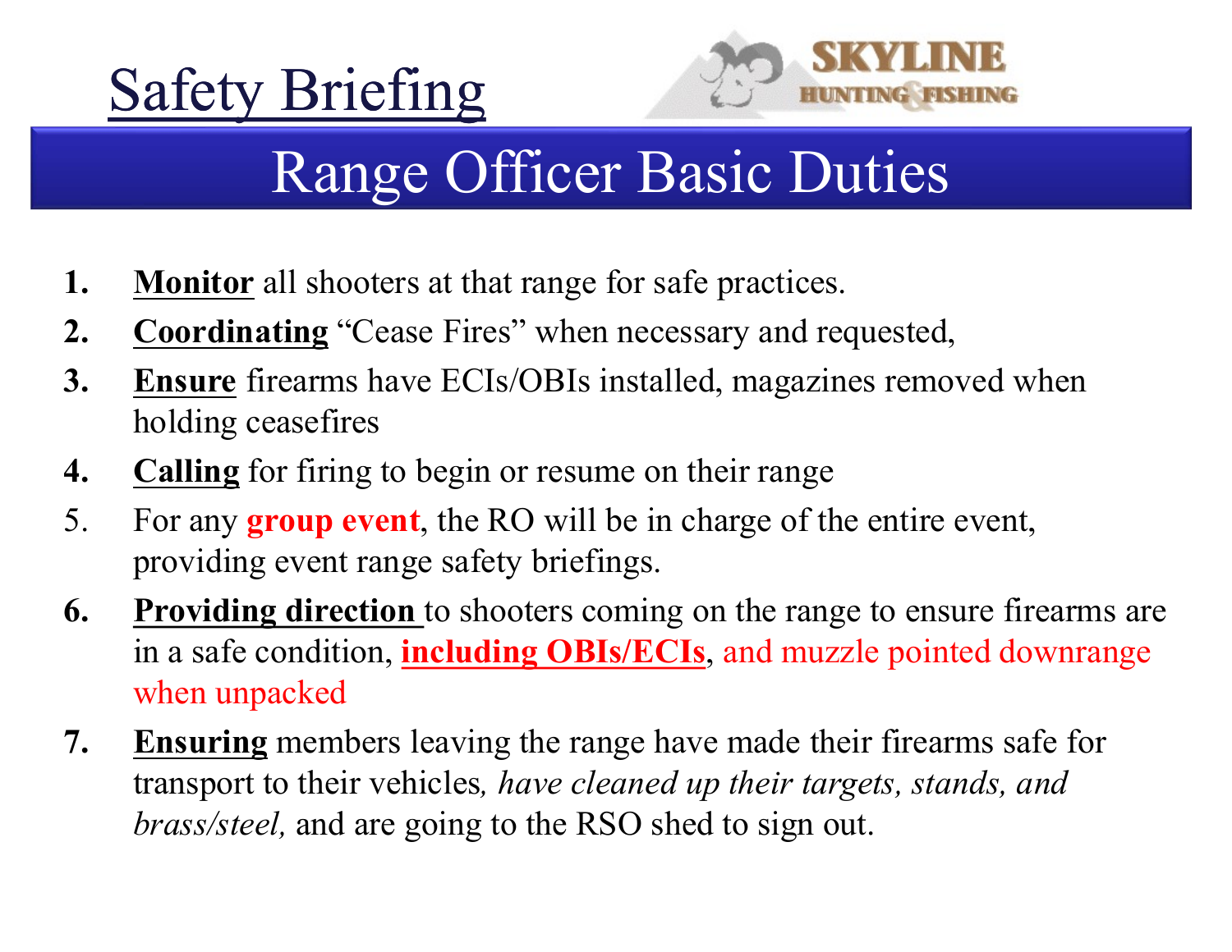# Safety Briefing

SKYLINE HUNTING & FISHING

## Range Officer Basic Duties

1. **Monitor** all shooters at that range for safe practices.
2. **Coordinating** "Cease Fires" when necessary and requested,
3. **Ensure** firearms have ECIs/OBIs installed, magazines removed when holding ceasefires
4. **Calling** for firing to begin or resume on their range
5. For any **group event**, the RO will be in charge of the entire event, providing event range safety briefings.
6. **Providing direction** to shooters coming on the range to ensure firearms are in a safe condition, **including OBIs/ECIs**, and muzzle pointed downrange when unpacked
7. **Ensuring** members leaving the range have made their firearms safe for transport to their vehicles*, have cleaned up their targets, stands, and brass/steel,* and are going to the RSO shed to sign out.